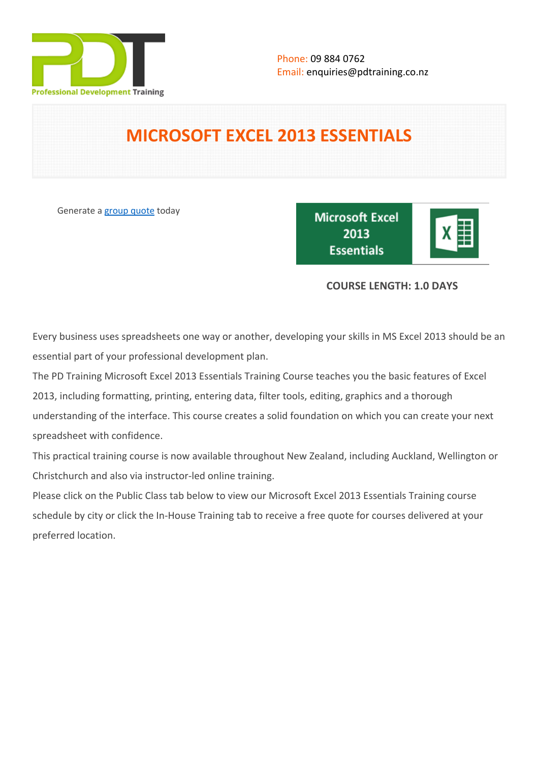Phone: 09 884 0762
Email: enquiries@pdtraining.co.nz

# MICROSOFT EXCEL 2013 ESSENTIALS

Generate a [group quote](group quote) today

**COURSE LENGTH: 1.0 DAYS**

Every business uses spreadsheets one way or another, developing your skills in MS Excel 2013 should be an essential part of your professional development plan.

The PD Training Microsoft Excel 2013 Essentials Training Course teaches you the basic features of Excel 2013, including formatting, printing, entering data, filter tools, editing, graphics and a thorough understanding of the interface. This course creates a solid foundation on which you can create your next spreadsheet with confidence.

This practical training course is now available throughout New Zealand, including Auckland, Wellington or Christchurch and also via instructor-led online training.

Please click on the Public Class tab below to view our Microsoft Excel 2013 Essentials Training course schedule by city or click the In-House Training tab to receive a free quote for courses delivered at your preferred location.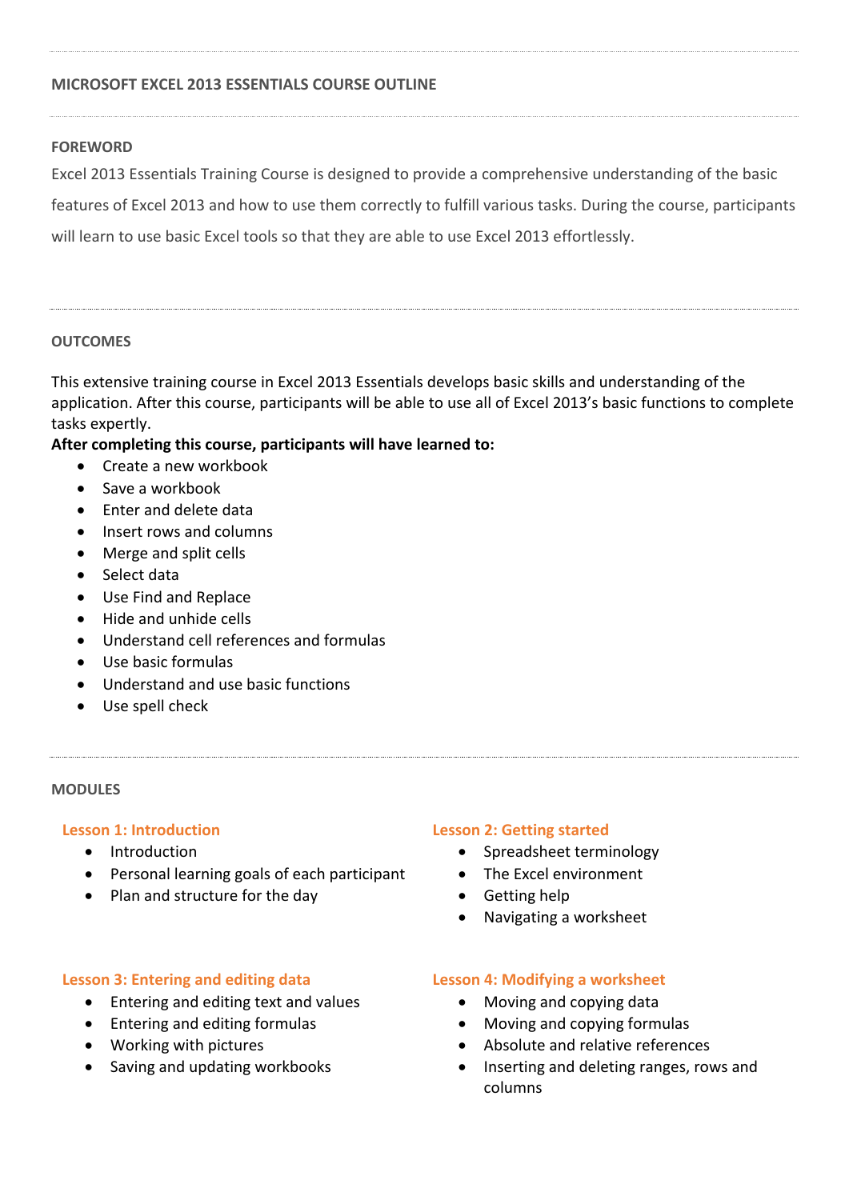# MICROSOFT EXCEL 2013 ESSENTIALS COURSE OUTLINE

## FOREWORD

Excel 2013 Essentials Training Course is designed to provide a comprehensive understanding of the basic features of Excel 2013 and how to use them correctly to fulfill various tasks. During the course, participants will learn to use basic Excel tools so that they are able to use Excel 2013 effortlessly.

## OUTCOMES

This extensive training course in Excel 2013 Essentials develops basic skills and understanding of the application. After this course, participants will be able to use all of Excel 2013's basic functions to complete tasks expertly.

**After completing this course, participants will have learned to:**

- Create a new workbook
- Save a workbook
- Enter and delete data
- Insert rows and columns
- Merge and split cells
- Select data
- Use Find and Replace
- Hide and unhide cells
- Understand cell references and formulas
- Use basic formulas
- Understand and use basic functions
- Use spell check

## MODULES

### Lesson 1: Introduction

- Introduction
- Personal learning goals of each participant
- Plan and structure for the day

### Lesson 2: Getting started

- Spreadsheet terminology
- The Excel environment
- Getting help
- Navigating a worksheet

### Lesson 3: Entering and editing data

- Entering and editing text and values
- Entering and editing formulas
- Working with pictures
- Saving and updating workbooks

### Lesson 4: Modifying a worksheet

- Moving and copying data
- Moving and copying formulas
- Absolute and relative references
- Inserting and deleting ranges, rows and columns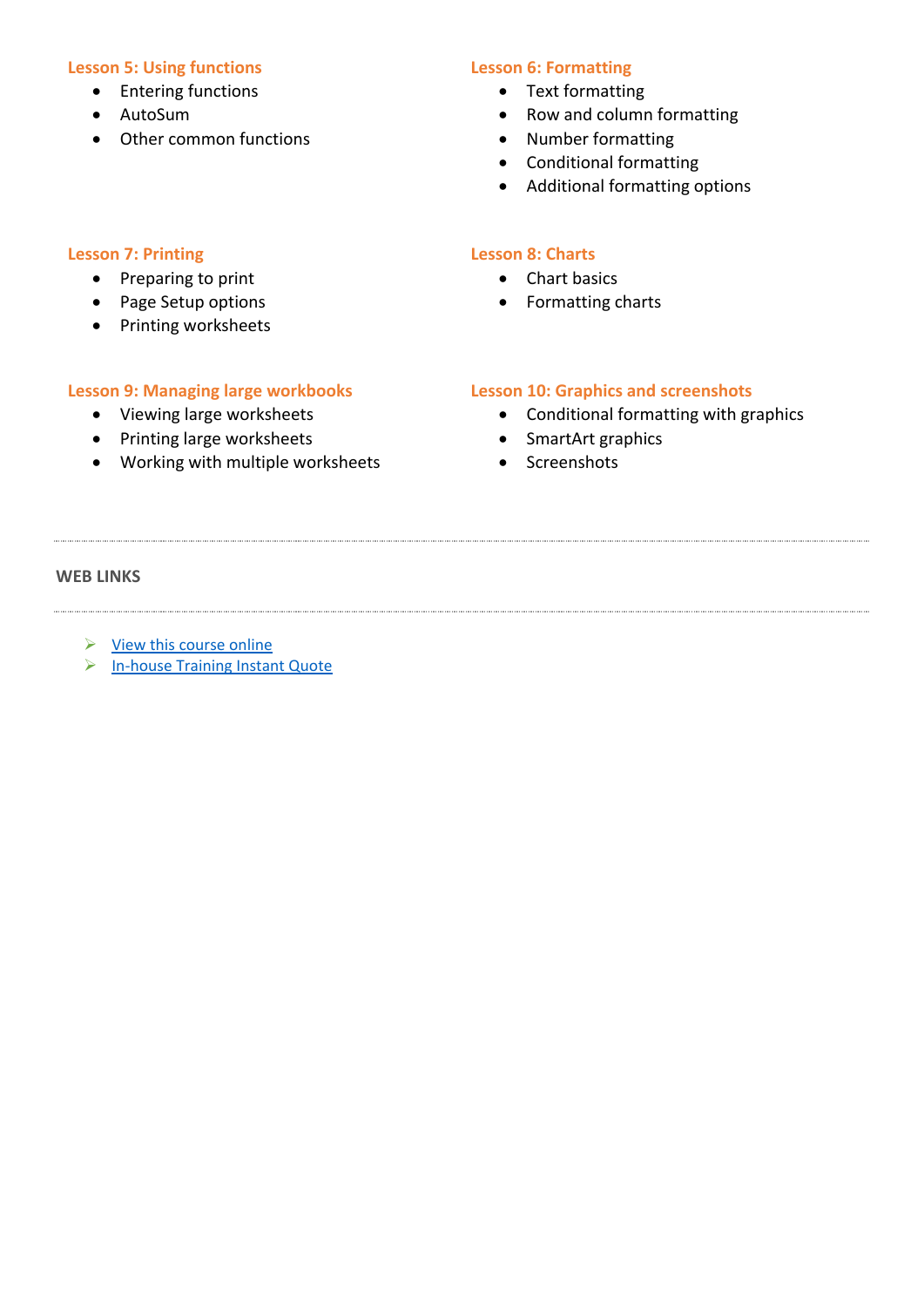### Lesson 5: Using functions

- Entering functions
- AutoSum
- Other common functions

### Lesson 6: Formatting

- Text formatting
- Row and column formatting
- Number formatting
- Conditional formatting
- Additional formatting options

### Lesson 7: Printing

- Preparing to print
- Page Setup options
- Printing worksheets

### Lesson 8: Charts

- Chart basics
- Formatting charts

### Lesson 9: Managing large workbooks

- Viewing large worksheets
- Printing large worksheets
- Working with multiple worksheets

### Lesson 10: Graphics and screenshots

- Conditional formatting with graphics
- SmartArt graphics
- Screenshots

---

## WEB LINKS

---

- View this course online
- In-house Training Instant Quote